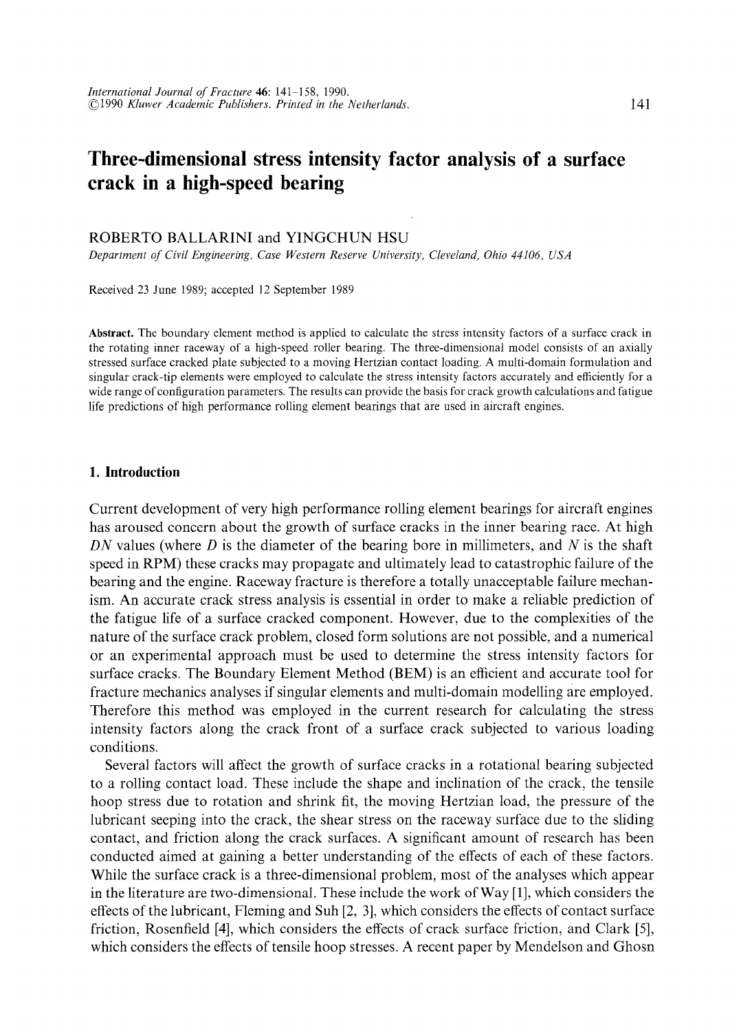# Three-dimensional stress intensity factor analysis of a surface crack in a high-speed bearing

ROBERTO BALLARINI and YINGCHUN HSU

*Department of Civil Engineering, Case Western Reserve University, Cleveland, Ohio 44106, USA*

Received 23 June 1989; accepted 12 September 1989

**Abstract.** The boundary element method is applied to calculate the stress intensity factors of a surface crack in the rotating inner raceway of a high-speed roller bearing. The three-dimensional model consists of an axially stressed surface cracked plate subjected to a moving Hertzian contact loading. A multi-domain formulation and singular crack-tip elements were employed to calculate the stress intensity factors accurately and efficiently for a wide range of configuration parameters. The results can provide the basis for crack growth calculations and fatigue life predictions of high performance rolling element bearings that are used in aircraft engines.

## 1. Introduction

Current development of very high performance rolling element bearings for aircraft engines has aroused concern about the growth of surface cracks in the inner bearing race. At high *DN* values (where *D* is the diameter of the bearing bore in millimeters, and *N* is the shaft speed in RPM) these cracks may propagate and ultimately lead to catastrophic failure of the bearing and the engine. Raceway fracture is therefore a totally unacceptable failure mechanism. An accurate crack stress analysis is essential in order to make a reliable prediction of the fatigue life of a surface cracked component. However, due to the complexities of the nature of the surface crack problem, closed form solutions are not possible, and a numerical or an experimental approach must be used to determine the stress intensity factors for surface cracks. The Boundary Element Method (BEM) is an efficient and accurate tool for fracture mechanics analyses if singular elements and multi-domain modelling are employed. Therefore this method was employed in the current research for calculating the stress intensity factors along the crack front of a surface crack subjected to various loading conditions.

Several factors will affect the growth of surface cracks in a rotational bearing subjected to a rolling contact load. These include the shape and inclination of the crack, the tensile hoop stress due to rotation and shrink fit, the moving Hertzian load, the pressure of the lubricant seeping into the crack, the shear stress on the raceway surface due to the sliding contact, and friction along the crack surfaces. A significant amount of research has been conducted aimed at gaining a better understanding of the effects of each of these factors. While the surface crack is a three-dimensional problem, most of the analyses which appear in the literature are two-dimensional. These include the work of Way [1], which considers the effects of the lubricant, Fleming and Suh [2, 3], which considers the effects of contact surface friction, Rosenfield [4], which considers the effects of crack surface friction, and Clark [5], which considers the effects of tensile hoop stresses. A recent paper by Mendelson and Ghosn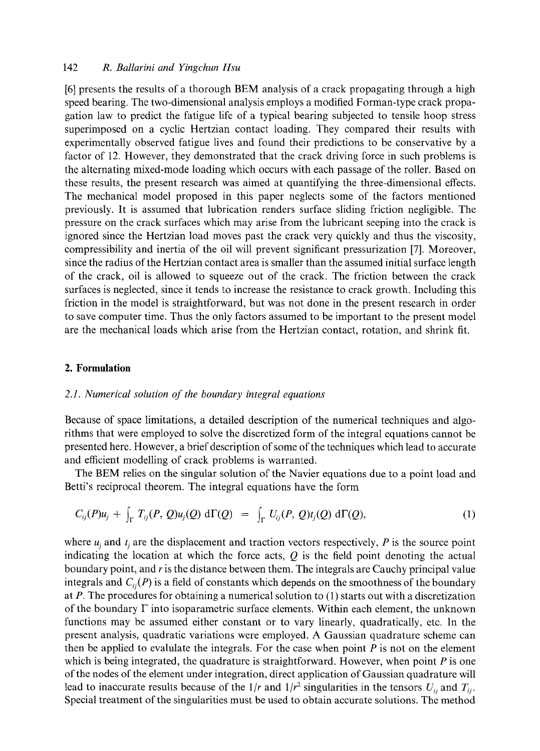[6] presents the results of a thorough BEM analysis of a crack propagating through a high speed bearing. The two-dimensional analysis employs a modified Forman-type crack propagation law to predict the fatigue life of a typical bearing subjected to tensile hoop stress superimposed on a cyclic Hertzian contact loading. They compared their results with experimentally observed fatigue lives and found their predictions to be conservative by a factor of 12. However, they demonstrated that the crack driving force in such problems is the alternating mixed-mode loading which occurs with each passage of the roller. Based on these results, the present research was aimed at quantifying the three-dimensional effects. The mechanical model proposed in this paper neglects some of the factors mentioned previously. It is assumed that lubrication renders surface sliding friction negligible. The pressure on the crack surfaces which may arise from the lubricant seeping into the crack is ignored since the Hertzian load moves past the crack very quickly and thus the viscosity, compressibility and inertia of the oil will prevent significant pressurization [7]. Moreover, since the radius of the Hertzian contact area is smaller than the assumed initial surface length of the crack, oil is allowed to squeeze out of the crack. The friction between the crack surfaces is neglected, since it tends to increase the resistance to crack growth. Including this friction in the model is straightforward, but was not done in the present research in order to save computer time. Thus the only factors assumed to be important to the present model are the mechanical loads which arise from the Hertzian contact, rotation, and shrink fit.

## 2. Formulation

### 2.1. Numerical solution of the boundary integral equations

Because of space limitations, a detailed description of the numerical techniques and algorithms that were employed to solve the discretized form of the integral equations cannot be presented here. However, a brief description of some of the techniques which lead to accurate and efficient modelling of crack problems is warranted.

The BEM relies on the singular solution of the Navier equations due to a point load and Betti's reciprocal theorem. The integral equations have the form

$$C_{ij}(P)u_j + \int_{\Gamma} T_{ij}(P, Q)u_j(Q)\, \mathrm{d}\Gamma(Q) = \int_{\Gamma} U_{ij}(P, Q)t_j(Q)\, \mathrm{d}\Gamma(Q), \tag{1}$$

where $u_j$ and $t_j$ are the displacement and traction vectors respectively, $P$ is the source point indicating the location at which the force acts, $Q$ is the field point denoting the actual boundary point, and $r$ is the distance between them. The integrals are Cauchy principal value integrals and $C_{ij}(P)$ is a field of constants which depends on the smoothness of the boundary at $P$. The procedures for obtaining a numerical solution to (1) starts out with a discretization of the boundary $\Gamma$ into isoparametric surface elements. Within each element, the unknown functions may be assumed either constant or to vary linearly, quadratically, etc. In the present analysis, quadratic variations were employed. A Gaussian quadrature scheme can then be applied to evalulate the integrals. For the case when point $P$ is not on the element which is being integrated, the quadrature is straightforward. However, when point $P$ is one of the nodes of the element under integration, direct application of Gaussian quadrature will lead to inaccurate results because of the $1/r$ and $1/r^2$ singularities in the tensors $U_{ij}$ and $T_{ij}$. Special treatment of the singularities must be used to obtain accurate solutions. The method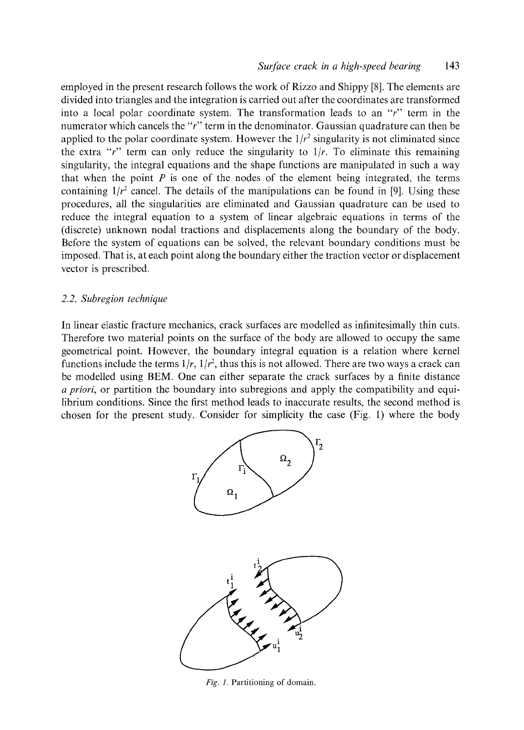employed in the present research follows the work of Rizzo and Shippy [8]. The elements are divided into triangles and the integration is carried out after the coordinates are transformed into a local polar coordinate system. The transformation leads to an "$r$" term in the numerator which cancels the "$r$" term in the denominator. Gaussian quadrature can then be applied to the polar coordinate system. However the $1/r^2$ singularity is not eliminated since the extra "$r$" term can only reduce the singularity to $1/r$. To eliminate this remaining singularity, the integral equations and the shape functions are manipulated in such a way that when the point $P$ is one of the nodes of the element being integrated, the terms containing $1/r^2$ cancel. The details of the manipulations can be found in [9]. Using these procedures, all the singularities are eliminated and Gaussian quadrature can be used to reduce the integral equation to a system of linear algebraic equations in terms of the (discrete) unknown nodal tractions and displacements along the boundary of the body. Before the system of equations can be solved, the relevant boundary conditions must be imposed. That is, at each point along the boundary either the traction vector or displacement vector is prescribed.

### 2.2. *Subregion technique*

In linear elastic fracture mechanics, crack surfaces are modelled as infinitesimally thin cuts. Therefore two material points on the surface of the body are allowed to occupy the same geometrical point. However, the boundary integral equation is a relation where kernel functions include the terms $1/r$, $1/r^2$, thus this is not allowed. There are two ways a crack can be modelled using BEM. One can either separate the crack surfaces by a finite distance *a priori*, or partition the boundary into subregions and apply the compatibility and equilibrium conditions. Since the first method leads to inaccurate results, the second method is chosen for the present study. Consider for simplicity the case (Fig. 1) where the body

*Fig. 1.* Partitioning of domain.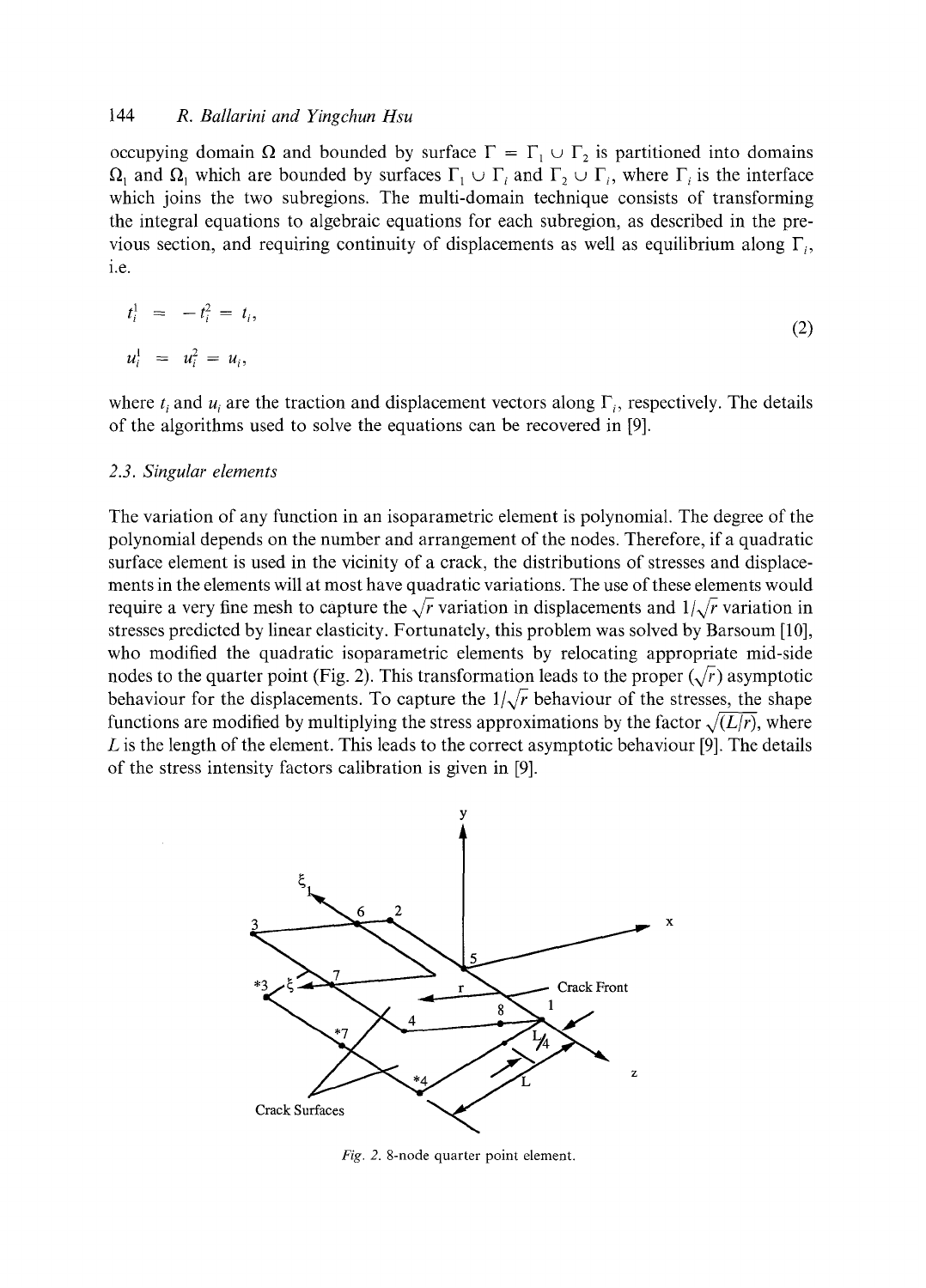occupying domain $\Omega$ and bounded by surface $\Gamma = \Gamma_1 \cup \Gamma_2$ is partitioned into domains $\Omega_1$ and $\Omega_1$ which are bounded by surfaces $\Gamma_1 \cup \Gamma_i$ and $\Gamma_2 \cup \Gamma_i$, where $\Gamma_i$ is the interface which joins the two subregions. The multi-domain technique consists of transforming the integral equations to algebraic equations for each subregion, as described in the previous section, and requiring continuity of displacements as well as equilibrium along $\Gamma_i$, i.e.

$$
\begin{aligned}
t_i^1 &= -t_i^2 = t_i, \\
u_i^1 &= u_i^2 = u_i,
\end{aligned}
\tag{2}
$$

where $t_i$ and $u_i$ are the traction and displacement vectors along $\Gamma_i$, respectively. The details of the algorithms used to solve the equations can be recovered in [9].

### 2.3. Singular elements

The variation of any function in an isoparametric element is polynomial. The degree of the polynomial depends on the number and arrangement of the nodes. Therefore, if a quadratic surface element is used in the vicinity of a crack, the distributions of stresses and displacements in the elements will at most have quadratic variations. The use of these elements would require a very fine mesh to capture the $\sqrt{r}$ variation in displacements and $1/\sqrt{r}$ variation in stresses predicted by linear elasticity. Fortunately, this problem was solved by Barsoum [10], who modified the quadratic isoparametric elements by relocating appropriate mid-side nodes to the quarter point (Fig. 2). This transformation leads to the proper ($\sqrt{r}$) asymptotic behaviour for the displacements. To capture the $1/\sqrt{r}$ behaviour of the stresses, the shape functions are modified by multiplying the stress approximations by the factor $\sqrt{(L/r)}$, where $L$ is the length of the element. This leads to the correct asymptotic behaviour [9]. The details of the stress intensity factors calibration is given in [9].

*Fig. 2.* 8-node quarter point element.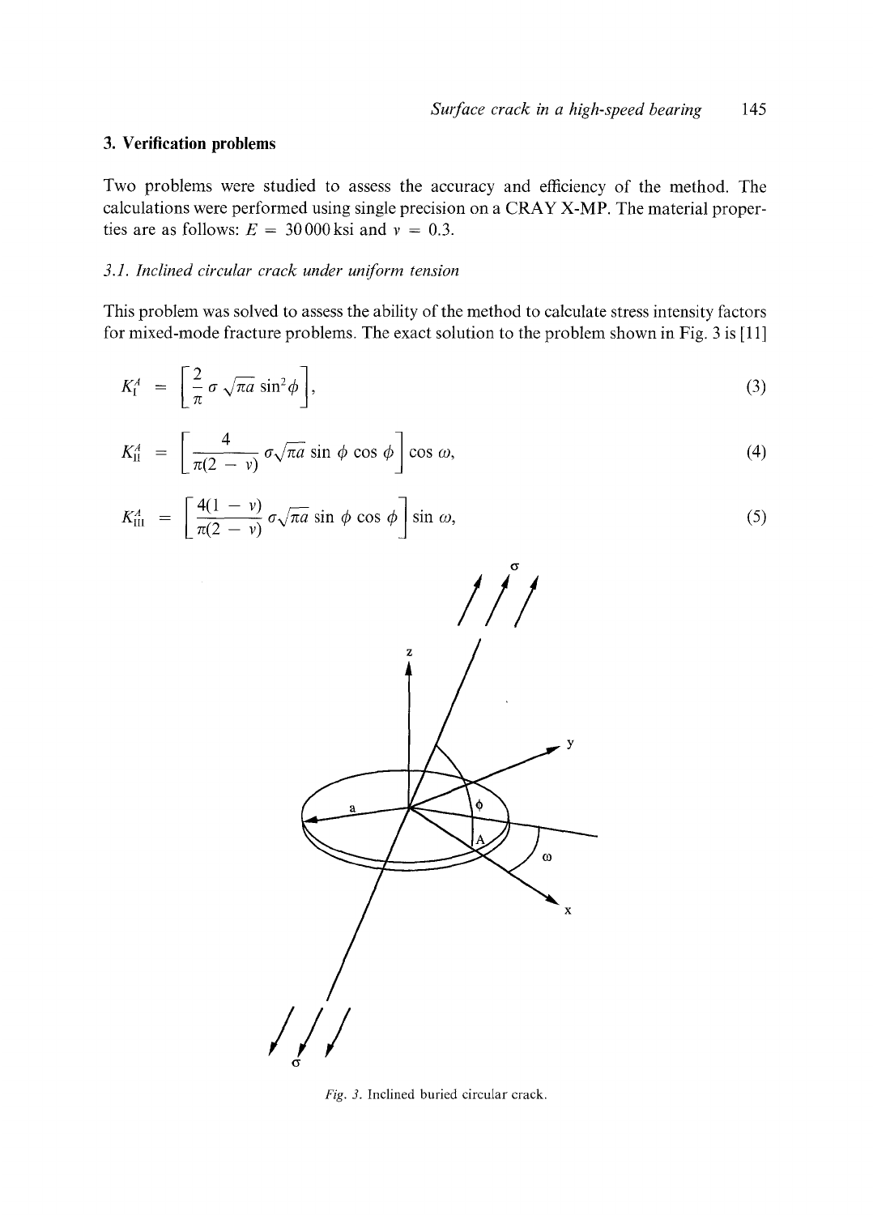## 3. Verification problems

Two problems were studied to assess the accuracy and efficiency of the method. The calculations were performed using single precision on a CRAY X-MP. The material properties are as follows: $E = 30\,000\,\text{ksi}$ and $\nu = 0.3$.

### *3.1. Inclined circular crack under uniform tension*

This problem was solved to assess the ability of the method to calculate stress intensity factors for mixed-mode fracture problems. The exact solution to the problem shown in Fig. 3 is [11]

$$K_{\mathrm{I}}^{A} = \left[\frac{2}{\pi}\sigma\sqrt{\pi a}\sin^{2}\phi\right], \tag{3}$$

$$K_{\mathrm{II}}^{A} = \left[\frac{4}{\pi(2-\nu)}\sigma\sqrt{\pi a}\sin\phi\cos\phi\right]\cos\omega, \tag{4}$$

$$K_{\mathrm{III}}^{A} = \left[\frac{4(1-\nu)}{\pi(2-\nu)}\sigma\sqrt{\pi a}\sin\phi\cos\phi\right]\sin\omega, \tag{5}$$

*Fig. 3.* Inclined buried circular crack.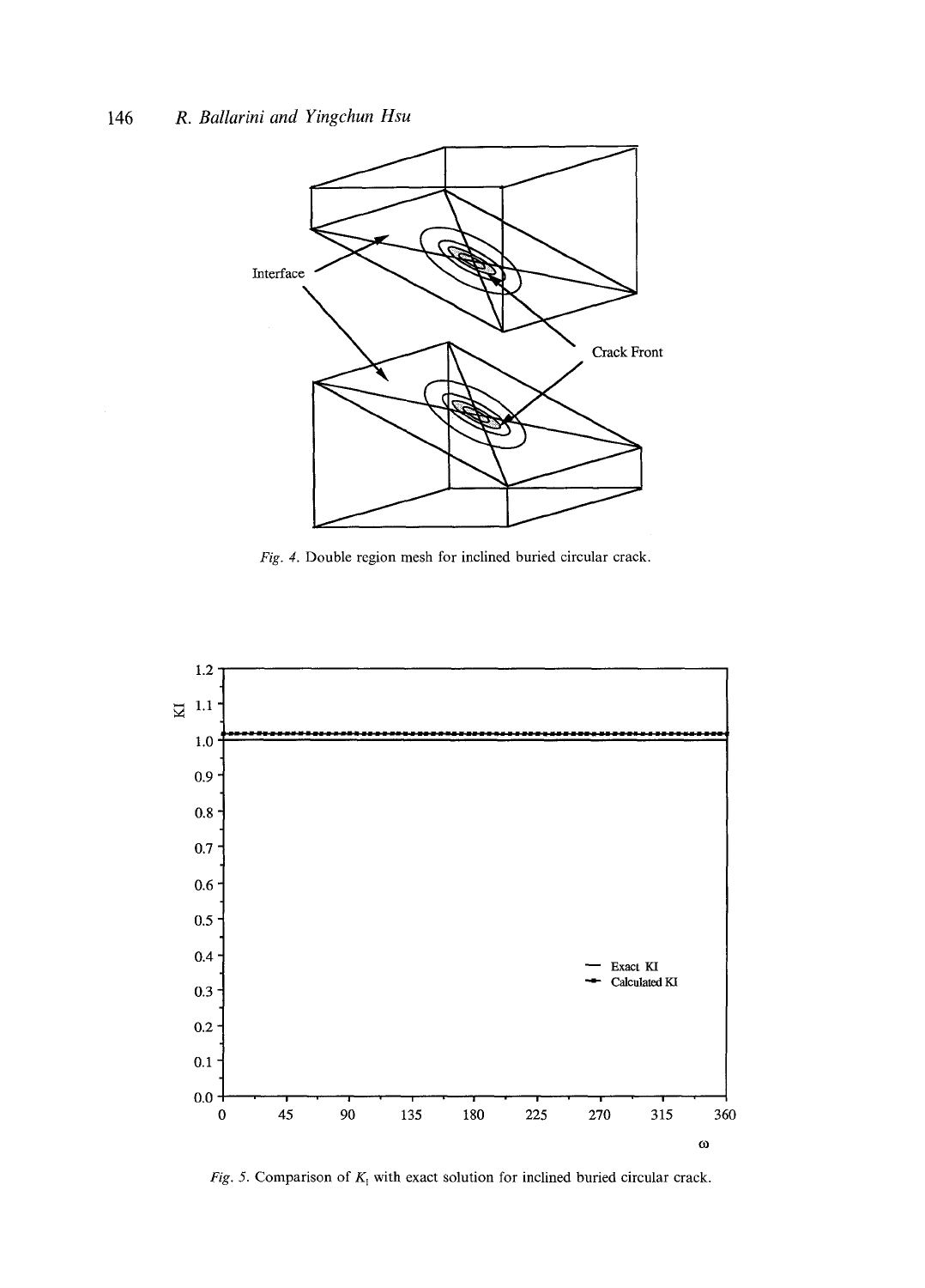*Fig. 4.* Double region mesh for inclined buried circular crack.

*Fig. 5.* Comparison of $K_I$ with exact solution for inclined buried circular crack.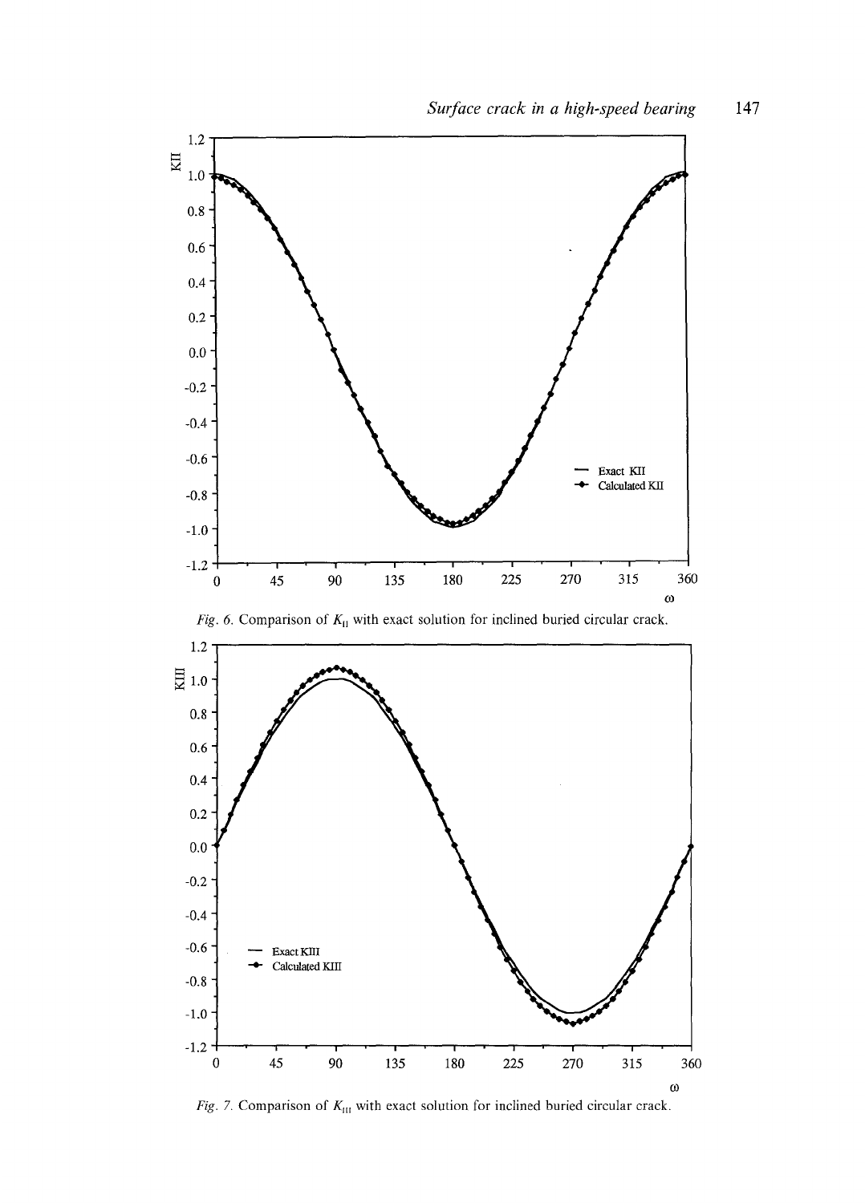*Fig. 6.* Comparison of $K_{II}$ with exact solution for inclined buried circular crack.

*Fig. 7.* Comparison of $K_{III}$ with exact solution for inclined buried circular crack.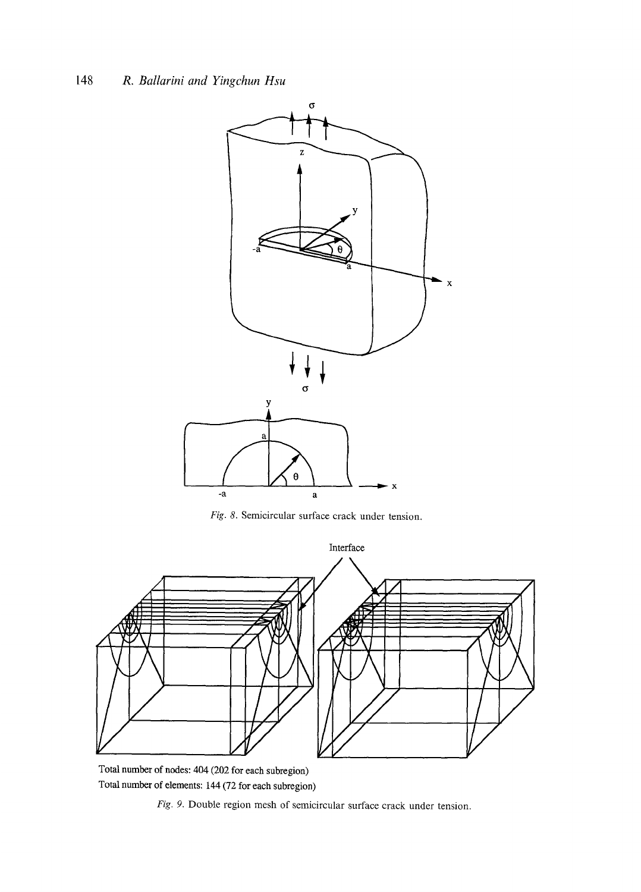*Fig. 8.* Semicircular surface crack under tension.

Total number of nodes: 404 (202 for each subregion)
Total number of elements: 144 (72 for each subregion)

*Fig. 9.* Double region mesh of semicircular surface crack under tension.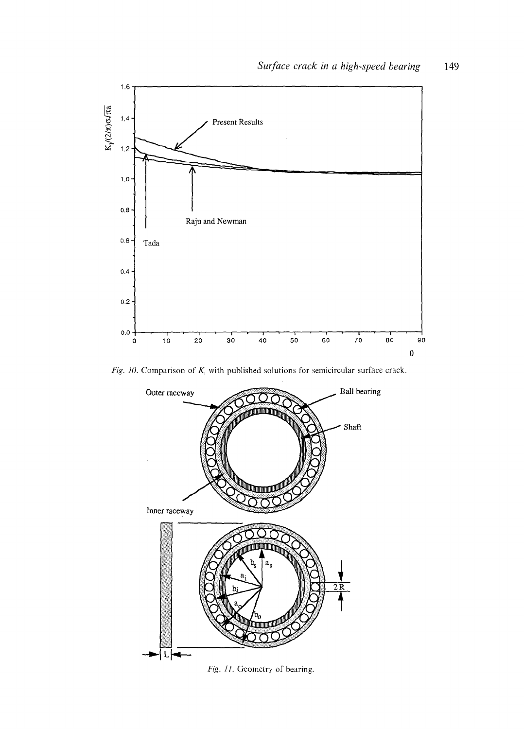*Fig. 10.* Comparison of $K_I$ with published solutions for semicircular surface crack.

*Fig. 11.* Geometry of bearing.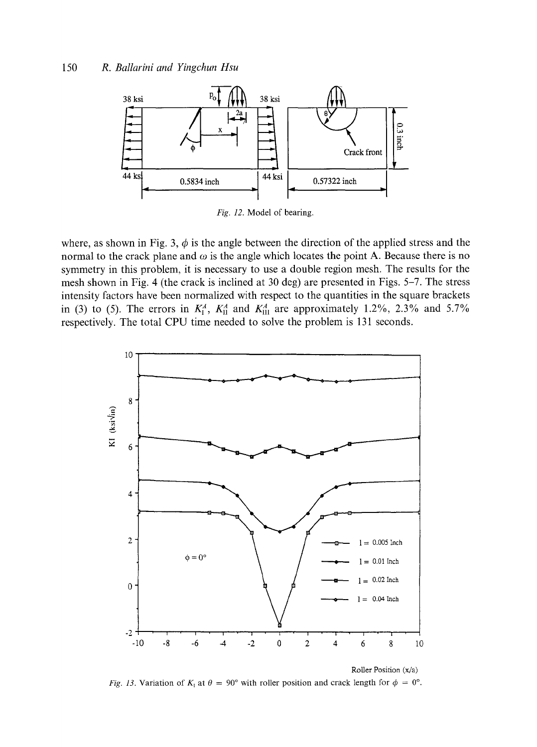Fig. 12. Model of bearing.

where, as shown in Fig. 3, $\phi$ is the angle between the direction of the applied stress and the normal to the crack plane and $\omega$ is the angle which locates the point A. Because there is no symmetry in this problem, it is necessary to use a double region mesh. The results for the mesh shown in Fig. 4 (the crack is inclined at 30 deg) are presented in Figs. 5–7. The stress intensity factors have been normalized with respect to the quantities in the square brackets in (3) to (5). The errors in $K_I^A$, $K_{II}^A$ and $K_{III}^A$ are approximately 1.2%, 2.3% and 5.7% respectively. The total CPU time needed to solve the problem is 131 seconds.

Fig. 13. Variation of $K_I$ at $\theta = 90°$ with roller position and crack length for $\phi = 0°$.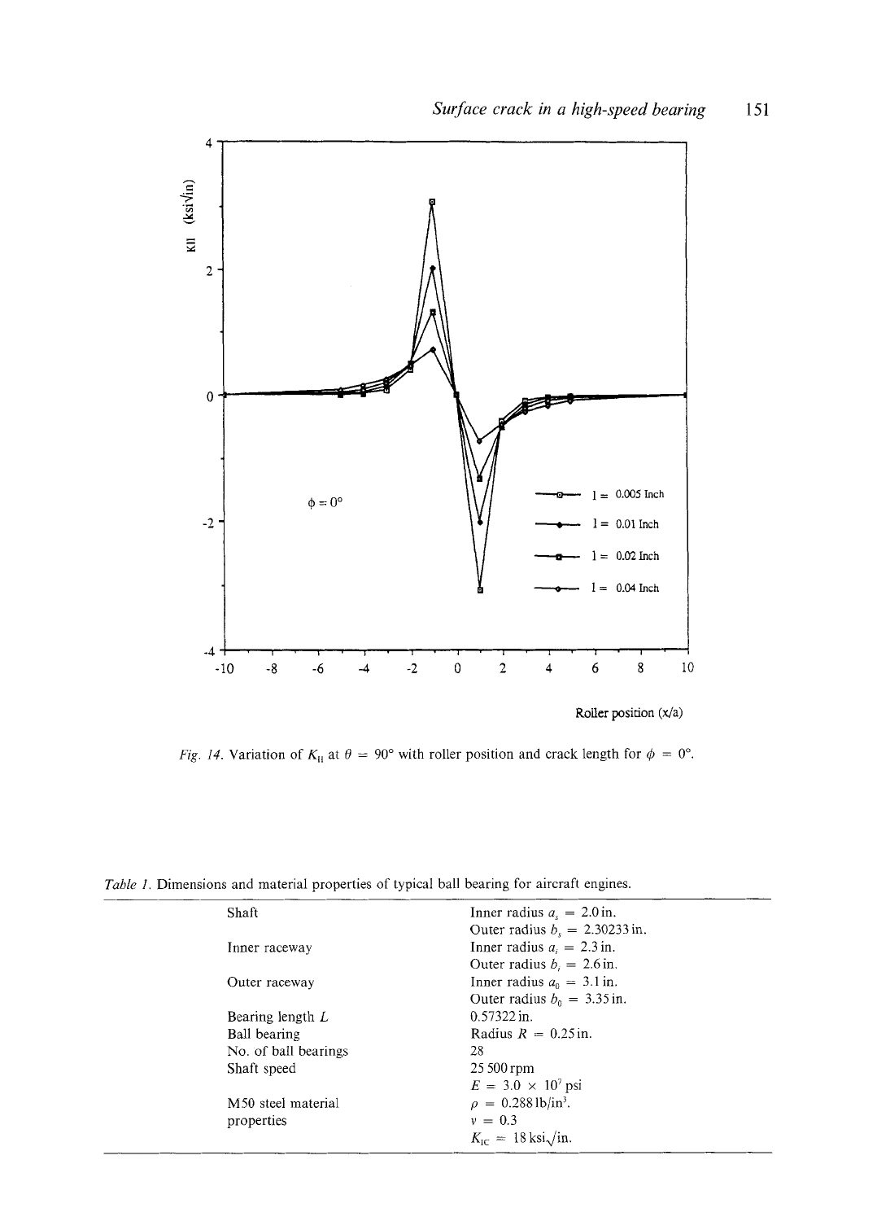*Fig. 14.* Variation of $K_{\text{II}}$ at $\theta = 90°$ with roller position and crack length for $\phi = 0°$.

*Table 1.* Dimensions and material properties of typical ball bearing for aircraft engines.

| | |
|---|---|
| Shaft | Inner radius $a_s = 2.0$ in. |
| | Outer radius $b_s = 2.30233$ in. |
| Inner raceway | Inner radius $a_i = 2.3$ in. |
| | Outer radius $b_i = 2.6$ in. |
| Outer raceway | Inner radius $a_0 = 3.1$ in. |
| | Outer radius $b_0 = 3.35$ in. |
| Bearing length $L$ | 0.57322 in. |
| Ball bearing | Radius $R = 0.25$ in. |
| No. of ball bearings | 28 |
| Shaft speed | 25 500 rpm |
| | $E = 3.0 \times 10^7$ psi |
| M50 steel material | $\rho = 0.288$ lb/in$^3$. |
| properties | $\nu = 0.3$ |
| | $K_{IC} = 18$ ksi$\sqrt{\text{in}}$. |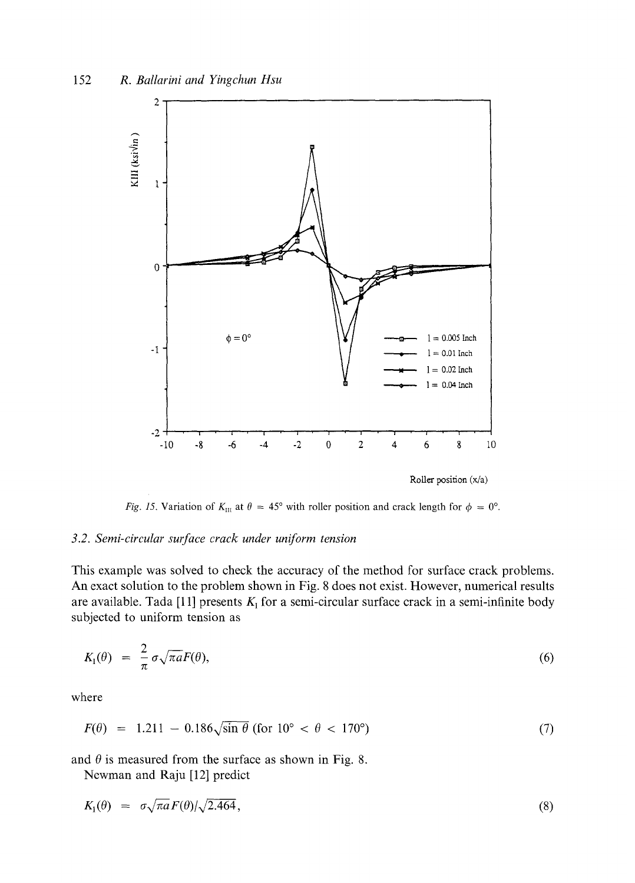*Fig. 15.* Variation of $K_{III}$ at $\theta = 45°$ with roller position and crack length for $\phi = 0°$.

### 3.2. Semi-circular surface crack under uniform tension

This example was solved to check the accuracy of the method for surface crack problems. An exact solution to the problem shown in Fig. 8 does not exist. However, numerical results are available. Tada [11] presents $K_I$ for a semi-circular surface crack in a semi-infinite body subjected to uniform tension as

$$K_I(\theta) = \frac{2}{\pi}\sigma\sqrt{\pi a}F(\theta), \tag{6}$$

where

$$F(\theta) = 1.211 - 0.186\sqrt{\sin\theta} \text{ (for } 10° < \theta < 170°) \tag{7}$$

and $\theta$ is measured from the surface as shown in Fig. 8.

Newman and Raju [12] predict

$$K_I(\theta) = \sigma\sqrt{\pi a}F(\theta)/\sqrt{2.464}, \tag{8}$$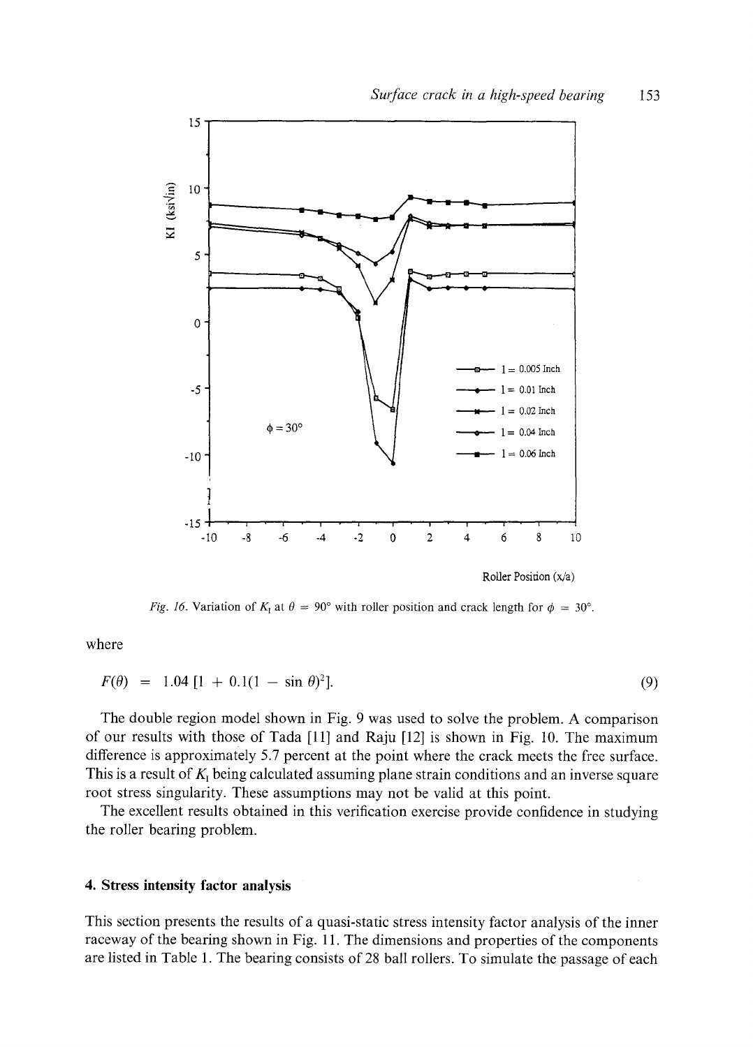Fig. 16. Variation of $K_I$ at $\theta = 90°$ with roller position and crack length for $\phi = 30°$.

where

$$F(\theta) = 1.04\,[1 + 0.1(1 - \sin\theta)^2]. \qquad (9)$$

The double region model shown in Fig. 9 was used to solve the problem. A comparison of our results with those of Tada [11] and Raju [12] is shown in Fig. 10. The maximum difference is approximately 5.7 percent at the point where the crack meets the free surface. This is a result of $K_I$ being calculated assuming plane strain conditions and an inverse square root stress singularity. These assumptions may not be valid at this point.

The excellent results obtained in this verification exercise provide confidence in studying the roller bearing problem.

## 4. Stress intensity factor analysis

This section presents the results of a quasi-static stress intensity factor analysis of the inner raceway of the bearing shown in Fig. 11. The dimensions and properties of the components are listed in Table 1. The bearing consists of 28 ball rollers. To simulate the passage of each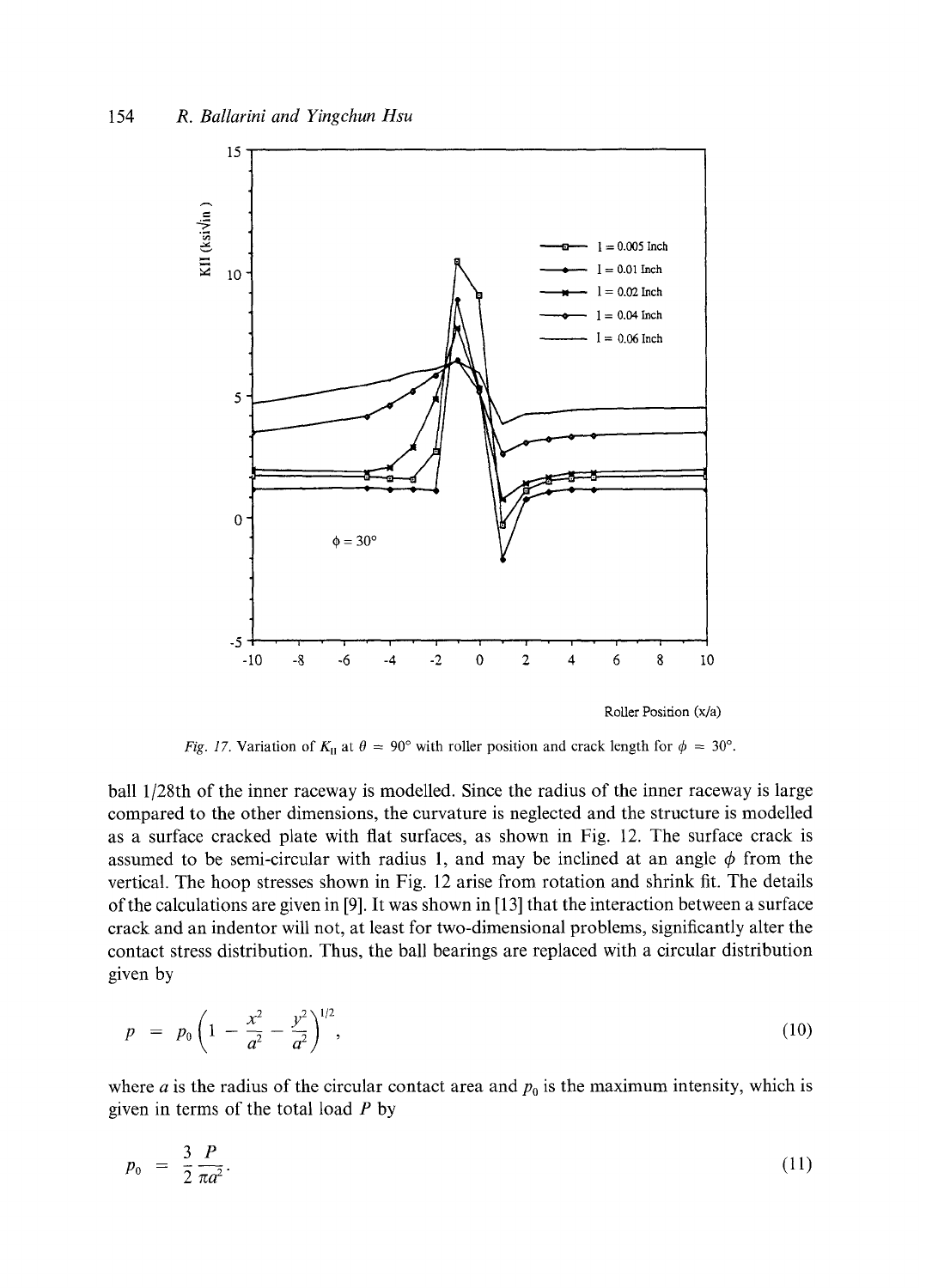*Fig. 17.* Variation of $K_{II}$ at $\theta = 90°$ with roller position and crack length for $\phi = 30°$.

ball 1/28th of the inner raceway is modelled. Since the radius of the inner raceway is large compared to the other dimensions, the curvature is neglected and the structure is modelled as a surface cracked plate with flat surfaces, as shown in Fig. 12. The surface crack is assumed to be semi-circular with radius l, and may be inclined at an angle $\phi$ from the vertical. The hoop stresses shown in Fig. 12 arise from rotation and shrink fit. The details of the calculations are given in [9]. It was shown in [13] that the interaction between a surface crack and an indentor will not, at least for two-dimensional problems, significantly alter the contact stress distribution. Thus, the ball bearings are replaced with a circular distribution given by

$$p = p_0 \left(1 - \frac{x^2}{a^2} - \frac{y^2}{a^2}\right)^{1/2}, \tag{10}$$

where $a$ is the radius of the circular contact area and $p_0$ is the maximum intensity, which is given in terms of the total load $P$ by

$$p_0 = \frac{3}{2} \frac{P}{\pi a^2}. \tag{11}$$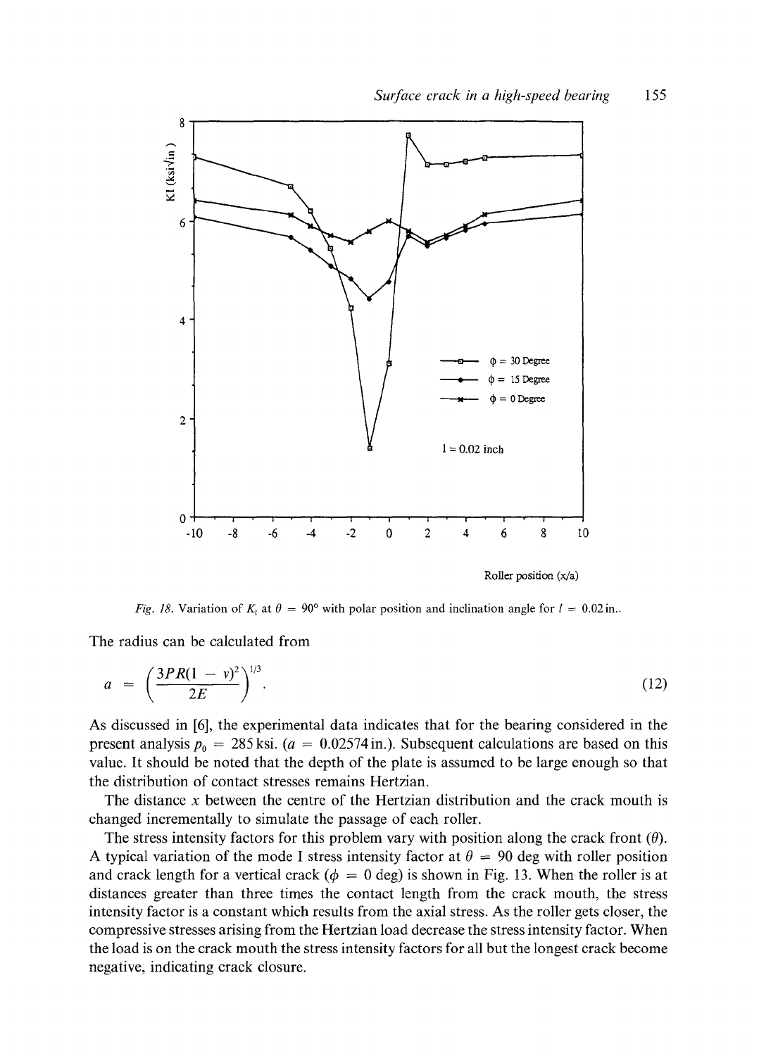*Fig. 18.* Variation of $K_I$ at $\theta = 90°$ with polar position and inclination angle for $l = 0.02$ in..

The radius can be calculated from

$$a = \left(\frac{3PR(1 - \nu)^2}{2E}\right)^{1/3}. \tag{12}$$

As discussed in [6], the experimental data indicates that for the bearing considered in the present analysis $p_0 = 285$ ksi. ($a = 0.02574$ in.). Subsequent calculations are based on this value. It should be noted that the depth of the plate is assumed to be large enough so that the distribution of contact stresses remains Hertzian.

The distance $x$ between the centre of the Hertzian distribution and the crack mouth is changed incrementally to simulate the passage of each roller.

The stress intensity factors for this problem vary with position along the crack front ($\theta$). A typical variation of the mode I stress intensity factor at $\theta = 90$ deg with roller position and crack length for a vertical crack ($\phi = 0$ deg) is shown in Fig. 13. When the roller is at distances greater than three times the contact length from the crack mouth, the stress intensity factor is a constant which results from the axial stress. As the roller gets closer, the compressive stresses arising from the Hertzian load decrease the stress intensity factor. When the load is on the crack mouth the stress intensity factors for all but the longest crack become negative, indicating crack closure.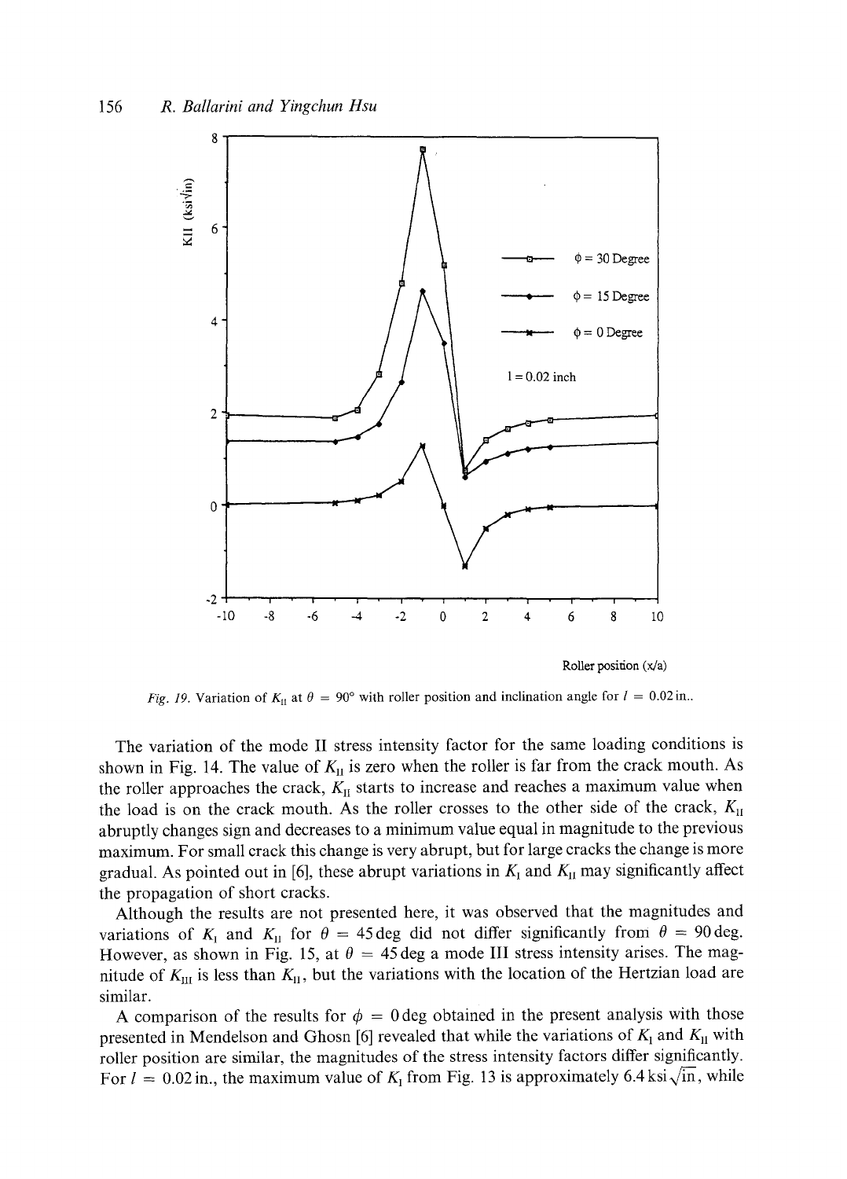Fig. 19. Variation of $K_{II}$ at $\theta = 90°$ with roller position and inclination angle for $l = 0.02$ in..

The variation of the mode II stress intensity factor for the same loading conditions is shown in Fig. 14. The value of $K_{II}$ is zero when the roller is far from the crack mouth. As the roller approaches the crack, $K_{II}$ starts to increase and reaches a maximum value when the load is on the crack mouth. As the roller crosses to the other side of the crack, $K_{II}$ abruptly changes sign and decreases to a minimum value equal in magnitude to the previous maximum. For small crack this change is very abrupt, but for large cracks the change is more gradual. As pointed out in [6], these abrupt variations in $K_I$ and $K_{II}$ may significantly affect the propagation of short cracks.

Although the results are not presented here, it was observed that the magnitudes and variations of $K_I$ and $K_{II}$ for $\theta = 45$ deg did not differ significantly from $\theta = 90$ deg. However, as shown in Fig. 15, at $\theta = 45$ deg a mode III stress intensity arises. The magnitude of $K_{III}$ is less than $K_{II}$, but the variations with the location of the Hertzian load are similar.

A comparison of the results for $\phi = 0$ deg obtained in the present analysis with those presented in Mendelson and Ghosn [6] revealed that while the variations of $K_I$ and $K_{II}$ with roller position are similar, the magnitudes of the stress intensity factors differ significantly. For $l = 0.02$ in., the maximum value of $K_I$ from Fig. 13 is approximately $6.4\,\text{ksi}\sqrt{\text{in}}$, while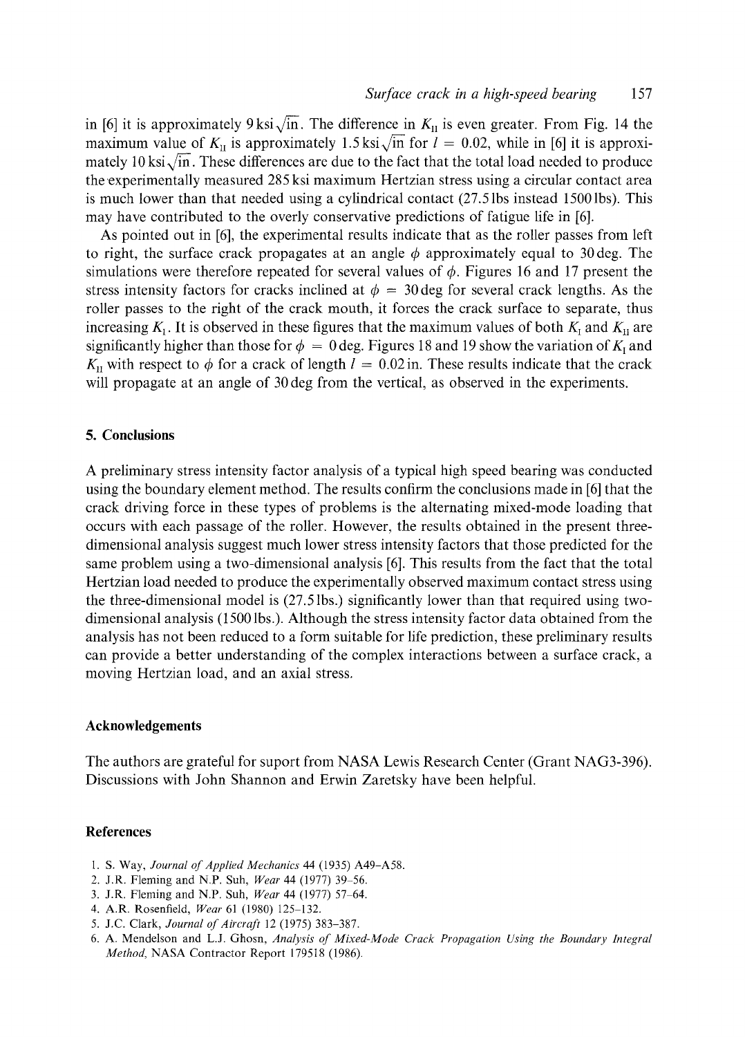in [6] it is approximately 9 ksi$\sqrt{\text{in}}$. The difference in $K_{II}$ is even greater. From Fig. 14 the maximum value of $K_{II}$ is approximately 1.5 ksi$\sqrt{\text{in}}$ for $l = 0.02$, while in [6] it is approximately 10 ksi$\sqrt{\text{in}}$. These differences are due to the fact that the total load needed to produce the experimentally measured 285 ksi maximum Hertzian stress using a circular contact area is much lower than that needed using a cylindrical contact (27.5 lbs instead 1500 lbs). This may have contributed to the overly conservative predictions of fatigue life in [6].

As pointed out in [6], the experimental results indicate that as the roller passes from left to right, the surface crack propagates at an angle $\phi$ approximately equal to 30 deg. The simulations were therefore repeated for several values of $\phi$. Figures 16 and 17 present the stress intensity factors for cracks inclined at $\phi = 30$ deg for several crack lengths. As the roller passes to the right of the crack mouth, it forces the crack surface to separate, thus increasing $K_I$. It is observed in these figures that the maximum values of both $K_I$ and $K_{II}$ are significantly higher than those for $\phi = 0$ deg. Figures 18 and 19 show the variation of $K_I$ and $K_{II}$ with respect to $\phi$ for a crack of length $l = 0.02$ in. These results indicate that the crack will propagate at an angle of 30 deg from the vertical, as observed in the experiments.

## 5. Conclusions

A preliminary stress intensity factor analysis of a typical high speed bearing was conducted using the boundary element method. The results confirm the conclusions made in [6] that the crack driving force in these types of problems is the alternating mixed-mode loading that occurs with each passage of the roller. However, the results obtained in the present three-dimensional analysis suggest much lower stress intensity factors that those predicted for the same problem using a two-dimensional analysis [6]. This results from the fact that the total Hertzian load needed to produce the experimentally observed maximum contact stress using the three-dimensional model is (27.5 lbs.) significantly lower than that required using two-dimensional analysis (1500 lbs.). Although the stress intensity factor data obtained from the analysis has not been reduced to a form suitable for life prediction, these preliminary results can provide a better understanding of the complex interactions between a surface crack, a moving Hertzian load, and an axial stress.

## Acknowledgements

The authors are grateful for suport from NASA Lewis Research Center (Grant NAG3-396). Discussions with John Shannon and Erwin Zaretsky have been helpful.

## References

1. S. Way, *Journal of Applied Mechanics* 44 (1935) A49–A58.
2. J.R. Fleming and N.P. Suh, *Wear* 44 (1977) 39–56.
3. J.R. Fleming and N.P. Suh, *Wear* 44 (1977) 57–64.
4. A.R. Rosenfield, *Wear* 61 (1980) 125–132.
5. J.C. Clark, *Journal of Aircraft* 12 (1975) 383–387.
6. A. Mendelson and L.J. Ghosn, *Analysis of Mixed-Mode Crack Propagation Using the Boundary Integral Method*, NASA Contractor Report 179518 (1986).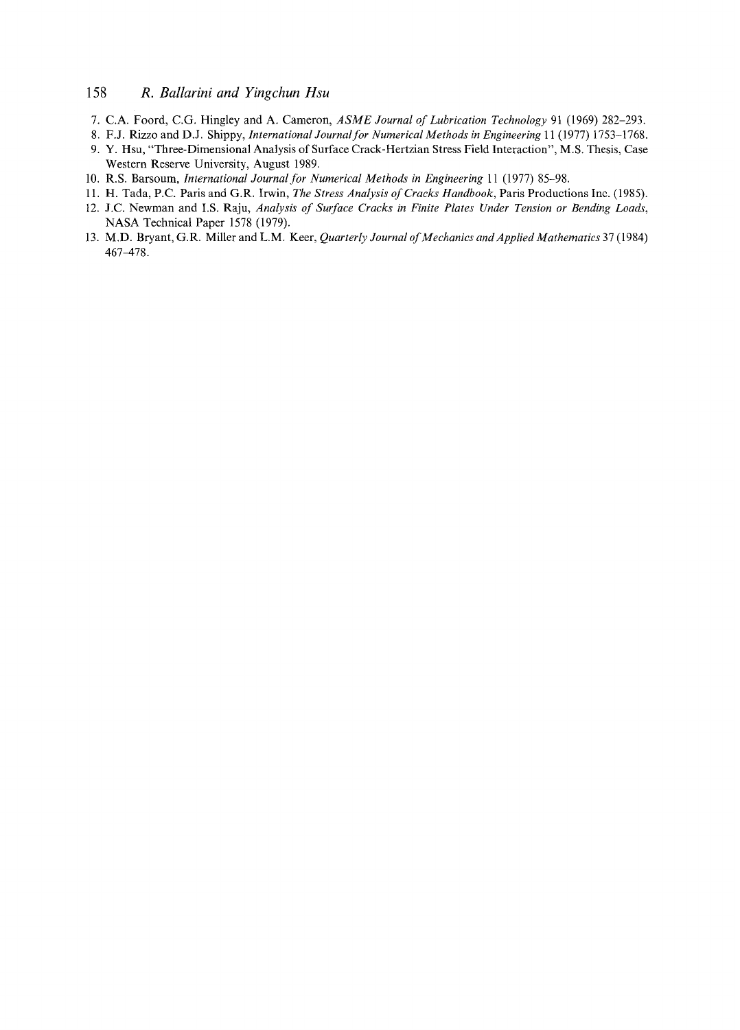7. C.A. Foord, C.G. Hingley and A. Cameron, *ASME Journal of Lubrication Technology* 91 (1969) 282–293.
8. F.J. Rizzo and D.J. Shippy, *International Journal for Numerical Methods in Engineering* 11 (1977) 1753–1768.
9. Y. Hsu, "Three-Dimensional Analysis of Surface Crack-Hertzian Stress Field Interaction", M.S. Thesis, Case Western Reserve University, August 1989.
10. R.S. Barsoum, *International Journal for Numerical Methods in Engineering* 11 (1977) 85–98.
11. H. Tada, P.C. Paris and G.R. Irwin, *The Stress Analysis of Cracks Handbook*, Paris Productions Inc. (1985).
12. J.C. Newman and I.S. Raju, *Analysis of Surface Cracks in Finite Plates Under Tension or Bending Loads*, NASA Technical Paper 1578 (1979).
13. M.D. Bryant, G.R. Miller and L.M. Keer, *Quarterly Journal of Mechanics and Applied Mathematics* 37 (1984) 467–478.